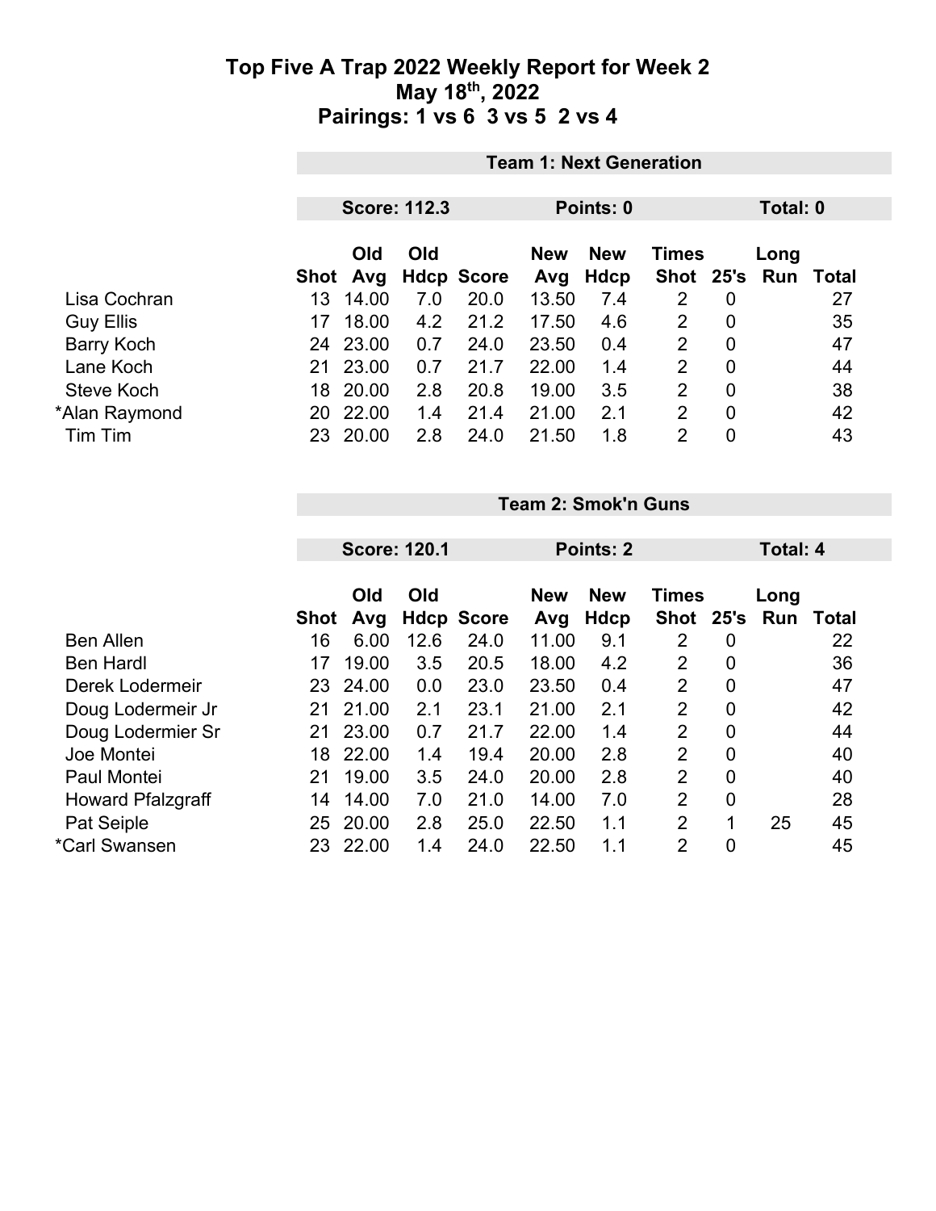# Top Five A Trap 2022 Weekly Report for Week 2

## May 18th, 2022

## Pairings: 1 vs 6 3 vs 5 2 vs 4

### Team 1: Next Generation

**Score: 112.3** | **Points: 0** | **Total: 0**

| | Shot | Old Avg | Old Hdcp | Score | New Avg | New Hdcp | Times Shot | 25's | Long Run | Total |
|---|---|---|---|---|---|---|---|---|---|---|
| Lisa Cochran | 13 | 14.00 | 7.0 | 20.0 | 13.50 | 7.4 | 2 | 0 | | 27 |
| Guy Ellis | 17 | 18.00 | 4.2 | 21.2 | 17.50 | 4.6 | 2 | 0 | | 35 |
| Barry Koch | 24 | 23.00 | 0.7 | 24.0 | 23.50 | 0.4 | 2 | 0 | | 47 |
| Lane Koch | 21 | 23.00 | 0.7 | 21.7 | 22.00 | 1.4 | 2 | 0 | | 44 |
| Steve Koch | 18 | 20.00 | 2.8 | 20.8 | 19.00 | 3.5 | 2 | 0 | | 38 |
| *Alan Raymond | 20 | 22.00 | 1.4 | 21.4 | 21.00 | 2.1 | 2 | 0 | | 42 |
| Tim Tim | 23 | 20.00 | 2.8 | 24.0 | 21.50 | 1.8 | 2 | 0 | | 43 |

### Team 2: Smok'n Guns

**Score: 120.1** | **Points: 2** | **Total: 4**

| | Shot | Old Avg | Old Hdcp | Score | New Avg | New Hdcp | Times Shot | 25's | Long Run | Total |
|---|---|---|---|---|---|---|---|---|---|---|
| Ben Allen | 16 | 6.00 | 12.6 | 24.0 | 11.00 | 9.1 | 2 | 0 | | 22 |
| Ben Hardl | 17 | 19.00 | 3.5 | 20.5 | 18.00 | 4.2 | 2 | 0 | | 36 |
| Derek Lodermeir | 23 | 24.00 | 0.0 | 23.0 | 23.50 | 0.4 | 2 | 0 | | 47 |
| Doug Lodermeir Jr | 21 | 21.00 | 2.1 | 23.1 | 21.00 | 2.1 | 2 | 0 | | 42 |
| Doug Lodermier Sr | 21 | 23.00 | 0.7 | 21.7 | 22.00 | 1.4 | 2 | 0 | | 44 |
| Joe Montei | 18 | 22.00 | 1.4 | 19.4 | 20.00 | 2.8 | 2 | 0 | | 40 |
| Paul Montei | 21 | 19.00 | 3.5 | 24.0 | 20.00 | 2.8 | 2 | 0 | | 40 |
| Howard Pfalzgraff | 14 | 14.00 | 7.0 | 21.0 | 14.00 | 7.0 | 2 | 0 | | 28 |
| Pat Seiple | 25 | 20.00 | 2.8 | 25.0 | 22.50 | 1.1 | 2 | 1 | 25 | 45 |
| *Carl Swansen | 23 | 22.00 | 1.4 | 24.0 | 22.50 | 1.1 | 2 | 0 | | 45 |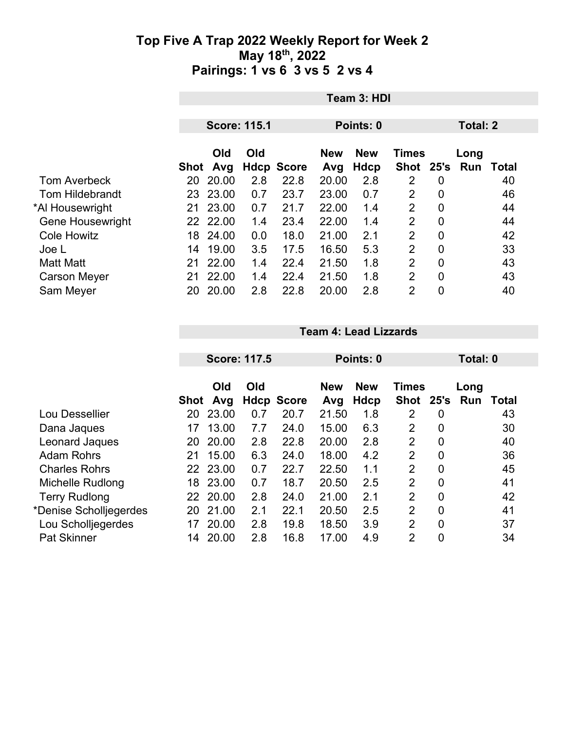# Top Five A Trap 2022 Weekly Report for Week 2
## May 18th, 2022
## Pairings: 1 vs 6  3 vs 5  2 vs 4

**Team 3: HDI**

| | | | | | | | | | | |
|---|---|---|---|---|---|---|---|---|---|---|
| | **Score: 115.1** | | | | **Points: 0** | | | **Total: 2** | | |
| | **Shot** | **Old Avg** | **Old Hdcp** | **Score** | **New Avg** | **New Hdcp** | **Times Shot** | **25's** | **Long Run** | **Total** |
| Tom Averbeck | 20 | 20.00 | 2.8 | 22.8 | 20.00 | 2.8 | 2 | 0 | | 40 |
| Tom Hildebrandt | 23 | 23.00 | 0.7 | 23.7 | 23.00 | 0.7 | 2 | 0 | | 46 |
| *Al Housewright | 21 | 23.00 | 0.7 | 21.7 | 22.00 | 1.4 | 2 | 0 | | 44 |
| Gene Housewright | 22 | 22.00 | 1.4 | 23.4 | 22.00 | 1.4 | 2 | 0 | | 44 |
| Cole Howitz | 18 | 24.00 | 0.0 | 18.0 | 21.00 | 2.1 | 2 | 0 | | 42 |
| Joe L | 14 | 19.00 | 3.5 | 17.5 | 16.50 | 5.3 | 2 | 0 | | 33 |
| Matt Matt | 21 | 22.00 | 1.4 | 22.4 | 21.50 | 1.8 | 2 | 0 | | 43 |
| Carson Meyer | 21 | 22.00 | 1.4 | 22.4 | 21.50 | 1.8 | 2 | 0 | | 43 |
| Sam Meyer | 20 | 20.00 | 2.8 | 22.8 | 20.00 | 2.8 | 2 | 0 | | 40 |

**Team 4: Lead Lizzards**

| | | | | | | | | | | |
|---|---|---|---|---|---|---|---|---|---|---|
| | **Score: 117.5** | | | | **Points: 0** | | | **Total: 0** | | |
| | **Shot** | **Old Avg** | **Old Hdcp** | **Score** | **New Avg** | **New Hdcp** | **Times Shot** | **25's** | **Long Run** | **Total** |
| Lou Dessellier | 20 | 23.00 | 0.7 | 20.7 | 21.50 | 1.8 | 2 | 0 | | 43 |
| Dana Jaques | 17 | 13.00 | 7.7 | 24.0 | 15.00 | 6.3 | 2 | 0 | | 30 |
| Leonard Jaques | 20 | 20.00 | 2.8 | 22.8 | 20.00 | 2.8 | 2 | 0 | | 40 |
| Adam Rohrs | 21 | 15.00 | 6.3 | 24.0 | 18.00 | 4.2 | 2 | 0 | | 36 |
| Charles Rohrs | 22 | 23.00 | 0.7 | 22.7 | 22.50 | 1.1 | 2 | 0 | | 45 |
| Michelle Rudlong | 18 | 23.00 | 0.7 | 18.7 | 20.50 | 2.5 | 2 | 0 | | 41 |
| Terry Rudlong | 22 | 20.00 | 2.8 | 24.0 | 21.00 | 2.1 | 2 | 0 | | 42 |
| *Denise Scholljegerdes | 20 | 21.00 | 2.1 | 22.1 | 20.50 | 2.5 | 2 | 0 | | 41 |
| Lou Scholljegerdes | 17 | 20.00 | 2.8 | 19.8 | 18.50 | 3.9 | 2 | 0 | | 37 |
| Pat Skinner | 14 | 20.00 | 2.8 | 16.8 | 17.00 | 4.9 | 2 | 0 | | 34 |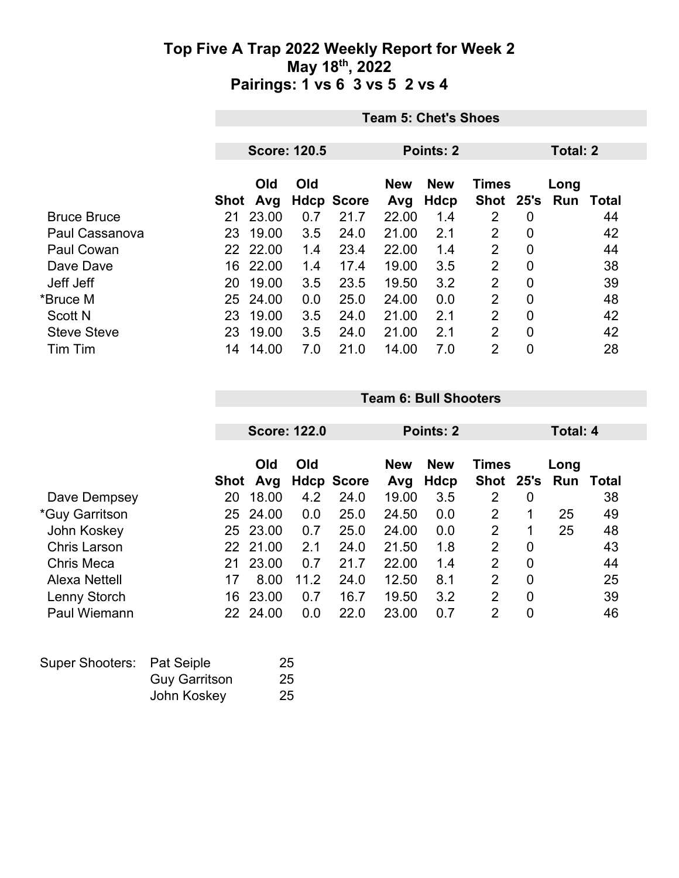# Top Five A Trap 2022 Weekly Report for Week 2

## May 18th, 2022

## Pairings: 1 vs 6 3 vs 5 2 vs 4

### Team 5: Chet's Shoes

**Score: 120.5** **Points: 2** **Total: 2**

| | Shot | Old Avg | Old Hdcp | Score | New Avg | New Hdcp | Times Shot | 25's | Long Run | Total |
|---|---|---|---|---|---|---|---|---|---|---|
| Bruce Bruce | 21 | 23.00 | 0.7 | 21.7 | 22.00 | 1.4 | 2 | 0 | | 44 |
| Paul Cassanova | 23 | 19.00 | 3.5 | 24.0 | 21.00 | 2.1 | 2 | 0 | | 42 |
| Paul Cowan | 22 | 22.00 | 1.4 | 23.4 | 22.00 | 1.4 | 2 | 0 | | 44 |
| Dave Dave | 16 | 22.00 | 1.4 | 17.4 | 19.00 | 3.5 | 2 | 0 | | 38 |
| Jeff Jeff | 20 | 19.00 | 3.5 | 23.5 | 19.50 | 3.2 | 2 | 0 | | 39 |
| *Bruce M | 25 | 24.00 | 0.0 | 25.0 | 24.00 | 0.0 | 2 | 0 | | 48 |
| Scott N | 23 | 19.00 | 3.5 | 24.0 | 21.00 | 2.1 | 2 | 0 | | 42 |
| Steve Steve | 23 | 19.00 | 3.5 | 24.0 | 21.00 | 2.1 | 2 | 0 | | 42 |
| Tim Tim | 14 | 14.00 | 7.0 | 21.0 | 14.00 | 7.0 | 2 | 0 | | 28 |

### Team 6: Bull Shooters

**Score: 122.0** **Points: 2** **Total: 4**

| | Shot | Old Avg | Old Hdcp | Score | New Avg | New Hdcp | Times Shot | 25's | Long Run | Total |
|---|---|---|---|---|---|---|---|---|---|---|
| Dave Dempsey | 20 | 18.00 | 4.2 | 24.0 | 19.00 | 3.5 | 2 | 0 | | 38 |
| *Guy Garritson | 25 | 24.00 | 0.0 | 25.0 | 24.50 | 0.0 | 2 | 1 | 25 | 49 |
| John Koskey | 25 | 23.00 | 0.7 | 25.0 | 24.00 | 0.0 | 2 | 1 | 25 | 48 |
| Chris Larson | 22 | 21.00 | 2.1 | 24.0 | 21.50 | 1.8 | 2 | 0 | | 43 |
| Chris Meca | 21 | 23.00 | 0.7 | 21.7 | 22.00 | 1.4 | 2 | 0 | | 44 |
| Alexa Nettell | 17 | 8.00 | 11.2 | 24.0 | 12.50 | 8.1 | 2 | 0 | | 25 |
| Lenny Storch | 16 | 23.00 | 0.7 | 16.7 | 19.50 | 3.2 | 2 | 0 | | 39 |
| Paul Wiemann | 22 | 24.00 | 0.0 | 22.0 | 23.00 | 0.7 | 2 | 0 | | 46 |

| Super Shooters: | | |
|---|---|---|
| | Pat Seiple | 25 |
| | Guy Garritson | 25 |
| | John Koskey | 25 |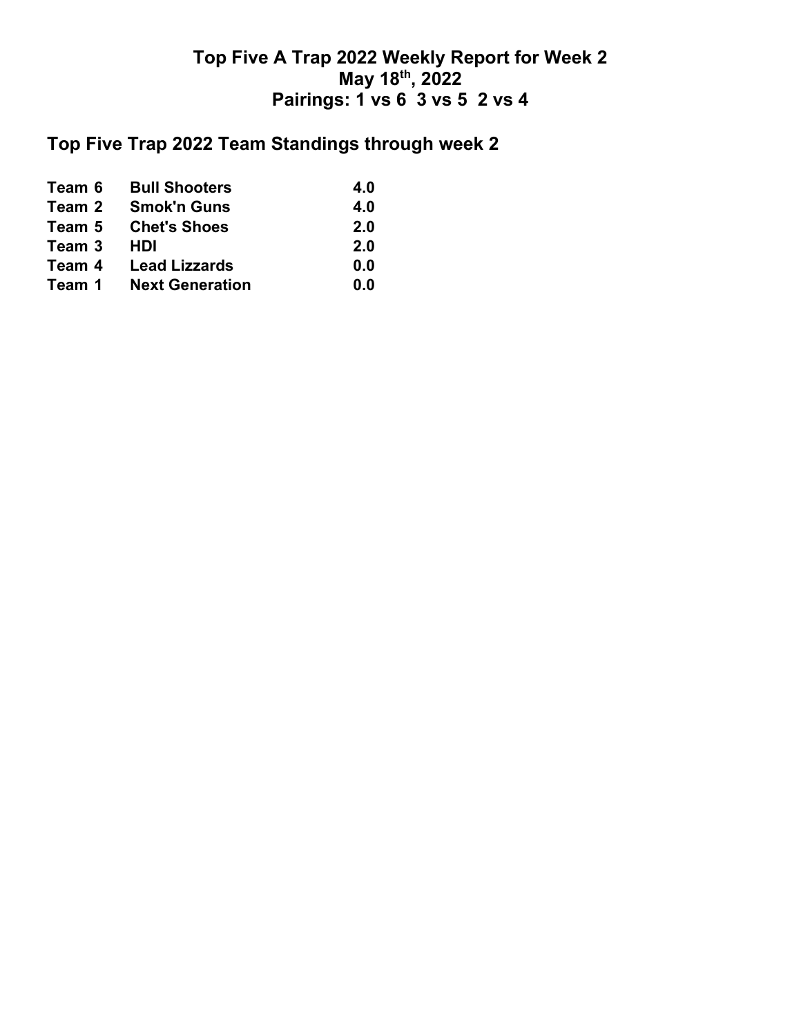# Top Five A Trap 2022 Weekly Report for Week 2
## May 18th, 2022
## Pairings: 1 vs 6  3 vs 5  2 vs 4

## Top Five Trap 2022 Team Standings through week 2

| | | |
|---|---|---|
| **Team 6** | **Bull Shooters** | **4.0** |
| **Team 2** | **Smok'n Guns** | **4.0** |
| **Team 5** | **Chet's Shoes** | **2.0** |
| **Team 3** | **HDI** | **2.0** |
| **Team 4** | **Lead Lizzards** | **0.0** |
| **Team 1** | **Next Generation** | **0.0** |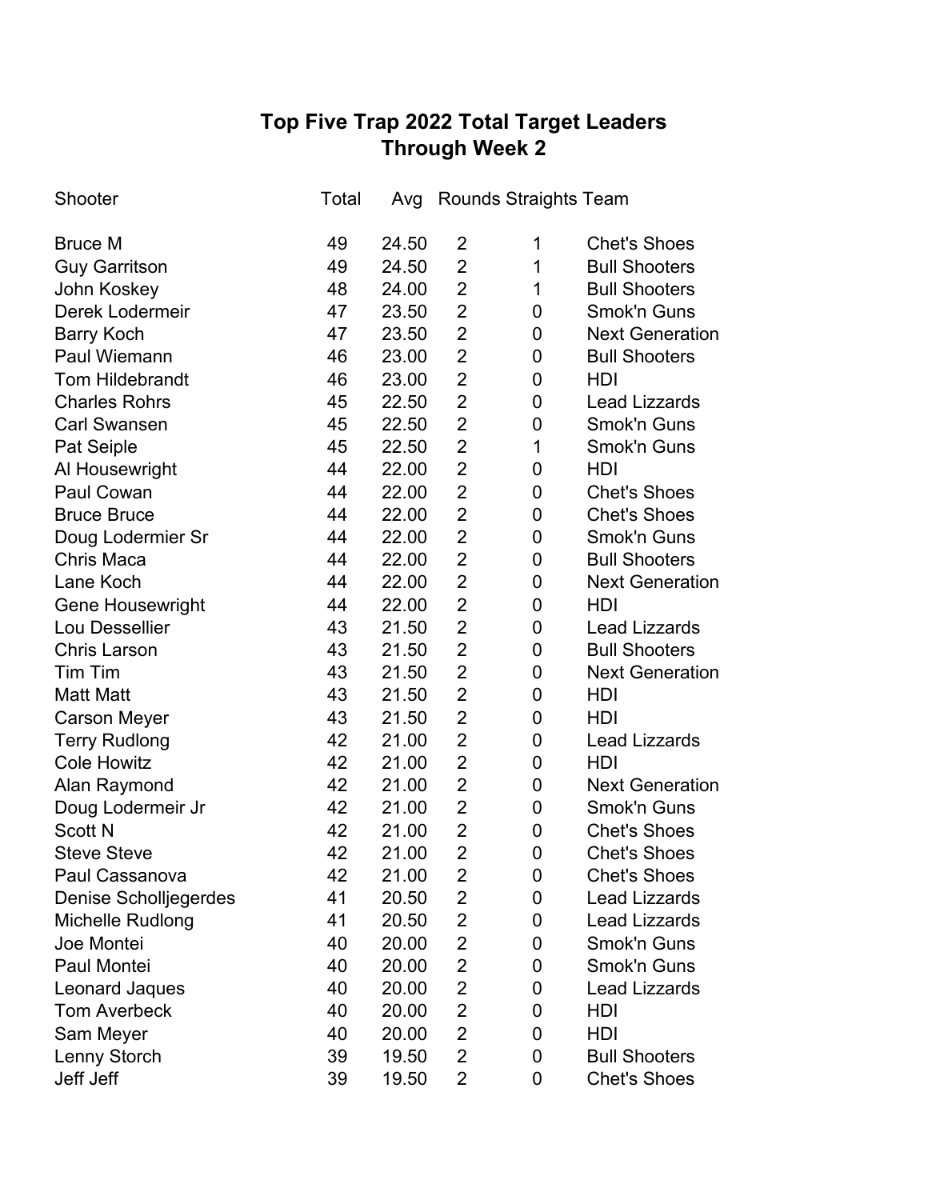# Top Five Trap 2022 Total Target Leaders
## Through Week 2

| Shooter | Total | Avg | Rounds | Straights | Team |
|---|---|---|---|---|---|
| Bruce M | 49 | 24.50 | 2 | 1 | Chet's Shoes |
| Guy Garritson | 49 | 24.50 | 2 | 1 | Bull Shooters |
| John Koskey | 48 | 24.00 | 2 | 1 | Bull Shooters |
| Derek Lodermeir | 47 | 23.50 | 2 | 0 | Smok'n Guns |
| Barry Koch | 47 | 23.50 | 2 | 0 | Next Generation |
| Paul Wiemann | 46 | 23.00 | 2 | 0 | Bull Shooters |
| Tom Hildebrandt | 46 | 23.00 | 2 | 0 | HDI |
| Charles Rohrs | 45 | 22.50 | 2 | 0 | Lead Lizzards |
| Carl Swansen | 45 | 22.50 | 2 | 0 | Smok'n Guns |
| Pat Seiple | 45 | 22.50 | 2 | 1 | Smok'n Guns |
| Al Housewright | 44 | 22.00 | 2 | 0 | HDI |
| Paul Cowan | 44 | 22.00 | 2 | 0 | Chet's Shoes |
| Bruce Bruce | 44 | 22.00 | 2 | 0 | Chet's Shoes |
| Doug Lodermier Sr | 44 | 22.00 | 2 | 0 | Smok'n Guns |
| Chris Maca | 44 | 22.00 | 2 | 0 | Bull Shooters |
| Lane Koch | 44 | 22.00 | 2 | 0 | Next Generation |
| Gene Housewright | 44 | 22.00 | 2 | 0 | HDI |
| Lou Dessellier | 43 | 21.50 | 2 | 0 | Lead Lizzards |
| Chris Larson | 43 | 21.50 | 2 | 0 | Bull Shooters |
| Tim Tim | 43 | 21.50 | 2 | 0 | Next Generation |
| Matt Matt | 43 | 21.50 | 2 | 0 | HDI |
| Carson Meyer | 43 | 21.50 | 2 | 0 | HDI |
| Terry Rudlong | 42 | 21.00 | 2 | 0 | Lead Lizzards |
| Cole Howitz | 42 | 21.00 | 2 | 0 | HDI |
| Alan Raymond | 42 | 21.00 | 2 | 0 | Next Generation |
| Doug Lodermeir Jr | 42 | 21.00 | 2 | 0 | Smok'n Guns |
| Scott N | 42 | 21.00 | 2 | 0 | Chet's Shoes |
| Steve Steve | 42 | 21.00 | 2 | 0 | Chet's Shoes |
| Paul Cassanova | 42 | 21.00 | 2 | 0 | Chet's Shoes |
| Denise Scholljegerdes | 41 | 20.50 | 2 | 0 | Lead Lizzards |
| Michelle Rudlong | 41 | 20.50 | 2 | 0 | Lead Lizzards |
| Joe Montei | 40 | 20.00 | 2 | 0 | Smok'n Guns |
| Paul Montei | 40 | 20.00 | 2 | 0 | Smok'n Guns |
| Leonard Jaques | 40 | 20.00 | 2 | 0 | Lead Lizzards |
| Tom Averbeck | 40 | 20.00 | 2 | 0 | HDI |
| Sam Meyer | 40 | 20.00 | 2 | 0 | HDI |
| Lenny Storch | 39 | 19.50 | 2 | 0 | Bull Shooters |
| Jeff Jeff | 39 | 19.50 | 2 | 0 | Chet's Shoes |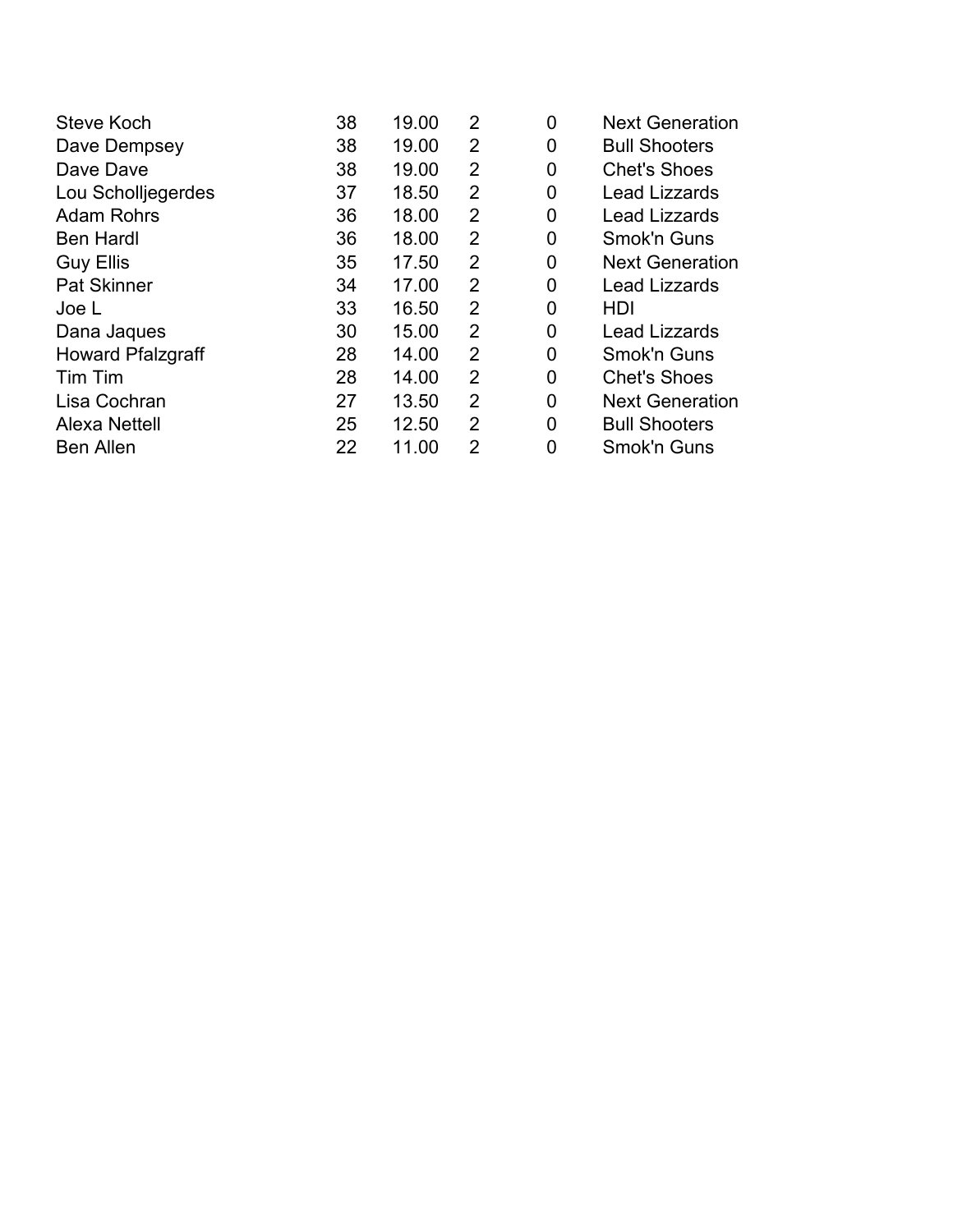| | | | | | |
|---|---|---|---|---|---|
| Steve Koch | 38 | 19.00 | 2 | 0 | Next Generation |
| Dave Dempsey | 38 | 19.00 | 2 | 0 | Bull Shooters |
| Dave Dave | 38 | 19.00 | 2 | 0 | Chet's Shoes |
| Lou Scholljegerdes | 37 | 18.50 | 2 | 0 | Lead Lizzards |
| Adam Rohrs | 36 | 18.00 | 2 | 0 | Lead Lizzards |
| Ben Hardl | 36 | 18.00 | 2 | 0 | Smok'n Guns |
| Guy Ellis | 35 | 17.50 | 2 | 0 | Next Generation |
| Pat Skinner | 34 | 17.00 | 2 | 0 | Lead Lizzards |
| Joe L | 33 | 16.50 | 2 | 0 | HDI |
| Dana Jaques | 30 | 15.00 | 2 | 0 | Lead Lizzards |
| Howard Pfalzgraff | 28 | 14.00 | 2 | 0 | Smok'n Guns |
| Tim Tim | 28 | 14.00 | 2 | 0 | Chet's Shoes |
| Lisa Cochran | 27 | 13.50 | 2 | 0 | Next Generation |
| Alexa Nettell | 25 | 12.50 | 2 | 0 | Bull Shooters |
| Ben Allen | 22 | 11.00 | 2 | 0 | Smok'n Guns |